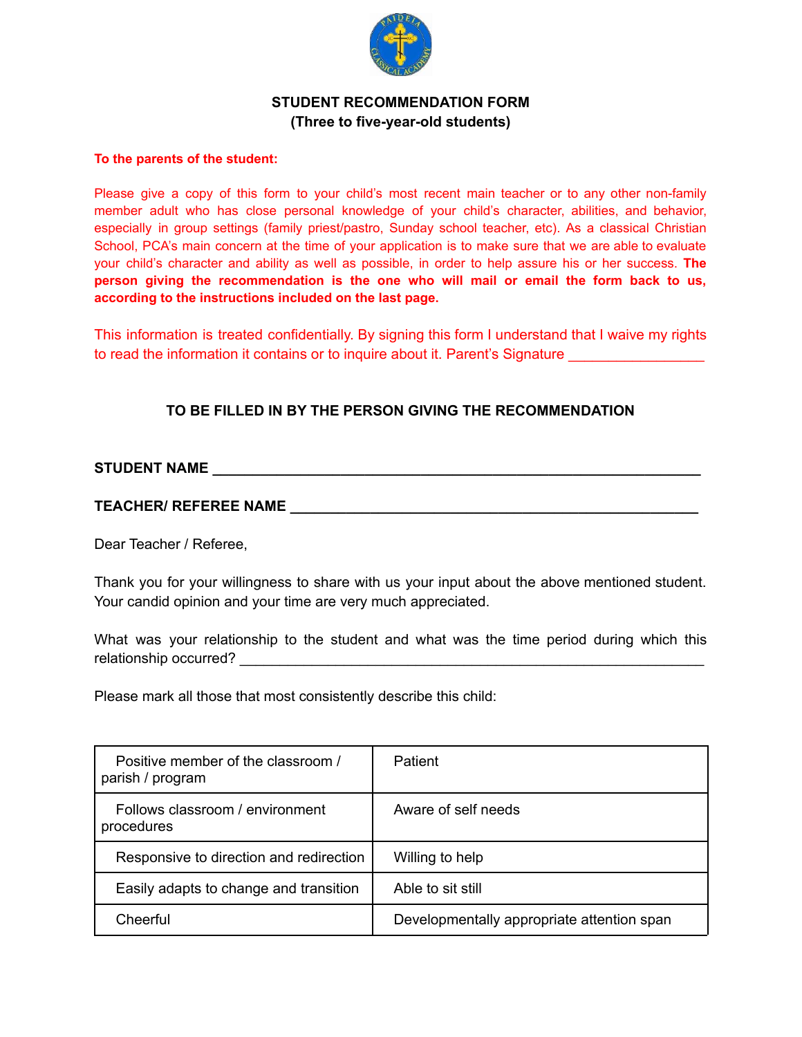**STUDENT RECOMMENDATION FORM**
**(Three to five-year-old students)**

**To the parents of the student:**

Please give a copy of this form to your child's most recent main teacher or to any other non-family member adult who has close personal knowledge of your child's character, abilities, and behavior, especially in group settings (family priest/pastro, Sunday school teacher, etc). As a classical Christian School, PCA's main concern at the time of your application is to make sure that we are able to evaluate your child's character and ability as well as possible, in order to help assure his or her success. **The person giving the recommendation is the one who will mail or email the form back to us, according to the instructions included on the last page.**

This information is treated confidentially. By signing this form I understand that I waive my rights to read the information it contains or to inquire about it. Parent's Signature _________________

**TO BE FILLED IN BY THE PERSON GIVING THE RECOMMENDATION**

**STUDENT NAME** ____________________________________________________________

**TEACHER/ REFEREE NAME** ___________________________________________________

Dear Teacher / Referee,

Thank you for your willingness to share with us your input about the above mentioned student. Your candid opinion and your time are very much appreciated.

What was your relationship to the student and what was the time period during which this relationship occurred? __________________________________________________________

Please mark all those that most consistently describe this child:

| | |
|---|---|
| Positive member of the classroom / parish / program | Patient |
| Follows classroom / environment procedures | Aware of self needs |
| Responsive to direction and redirection | Willing to help |
| Easily adapts to change and transition | Able to sit still |
| Cheerful | Developmentally appropriate attention span |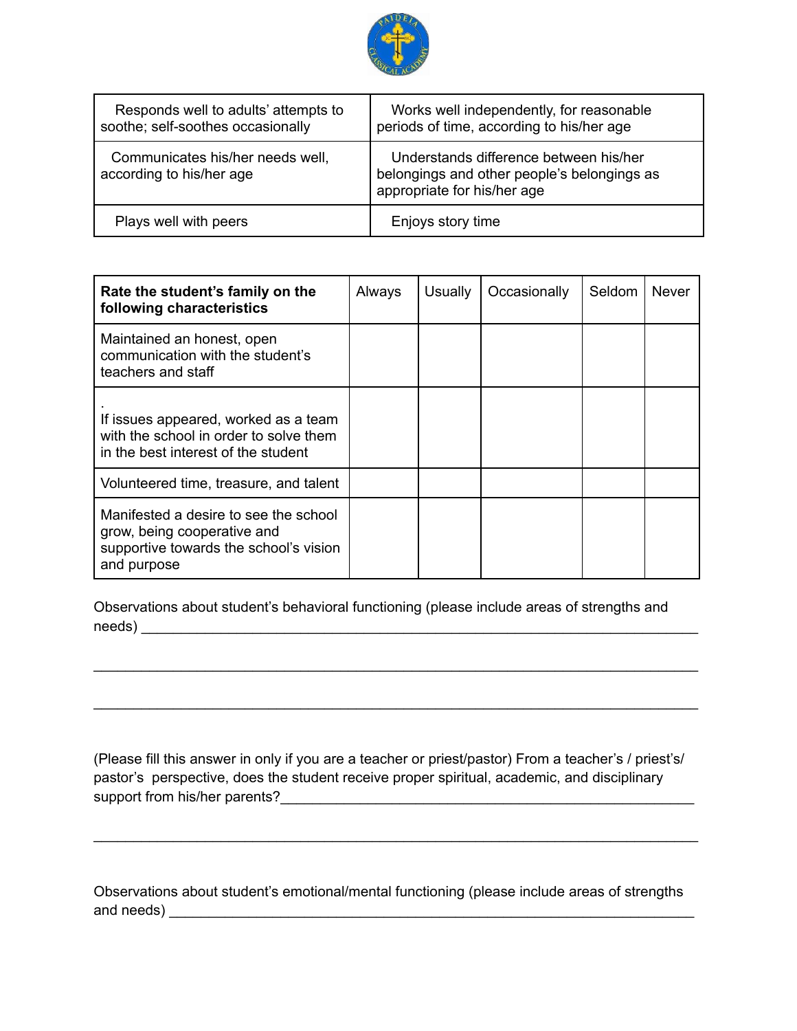| Responds well to adults' attempts to soothe; self-soothes occasionally | Works well independently, for reasonable periods of time, according to his/her age |
|---|---|
| Communicates his/her needs well, according to his/her age | Understands difference between his/her belongings and other people's belongings as appropriate for his/her age |
| Plays well with peers | Enjoys story time |

| **Rate the student's family on the following characteristics** | Always | Usually | Occasionally | Seldom | Never |
|---|---|---|---|---|---|
| Maintained an honest, open communication with the student's teachers and staff | | | | | |
| . If issues appeared, worked as a team with the school in order to solve them in the best interest of the student | | | | | |
| Volunteered time, treasure, and talent | | | | | |
| Manifested a desire to see the school grow, being cooperative and supportive towards the school's vision and purpose | | | | | |

Observations about student's behavioral functioning (please include areas of strengths and needs) ______________________________________________________________________

______________________________________________________________________

______________________________________________________________________

(Please fill this answer in only if you are a teacher or priest/pastor) From a teacher's / priest's/ pastor's perspective, does the student receive proper spiritual, academic, and disciplinary support from his/her parents?____________________________________________________

______________________________________________________________________

Observations about student's emotional/mental functioning (please include areas of strengths and needs) ______________________________________________________________________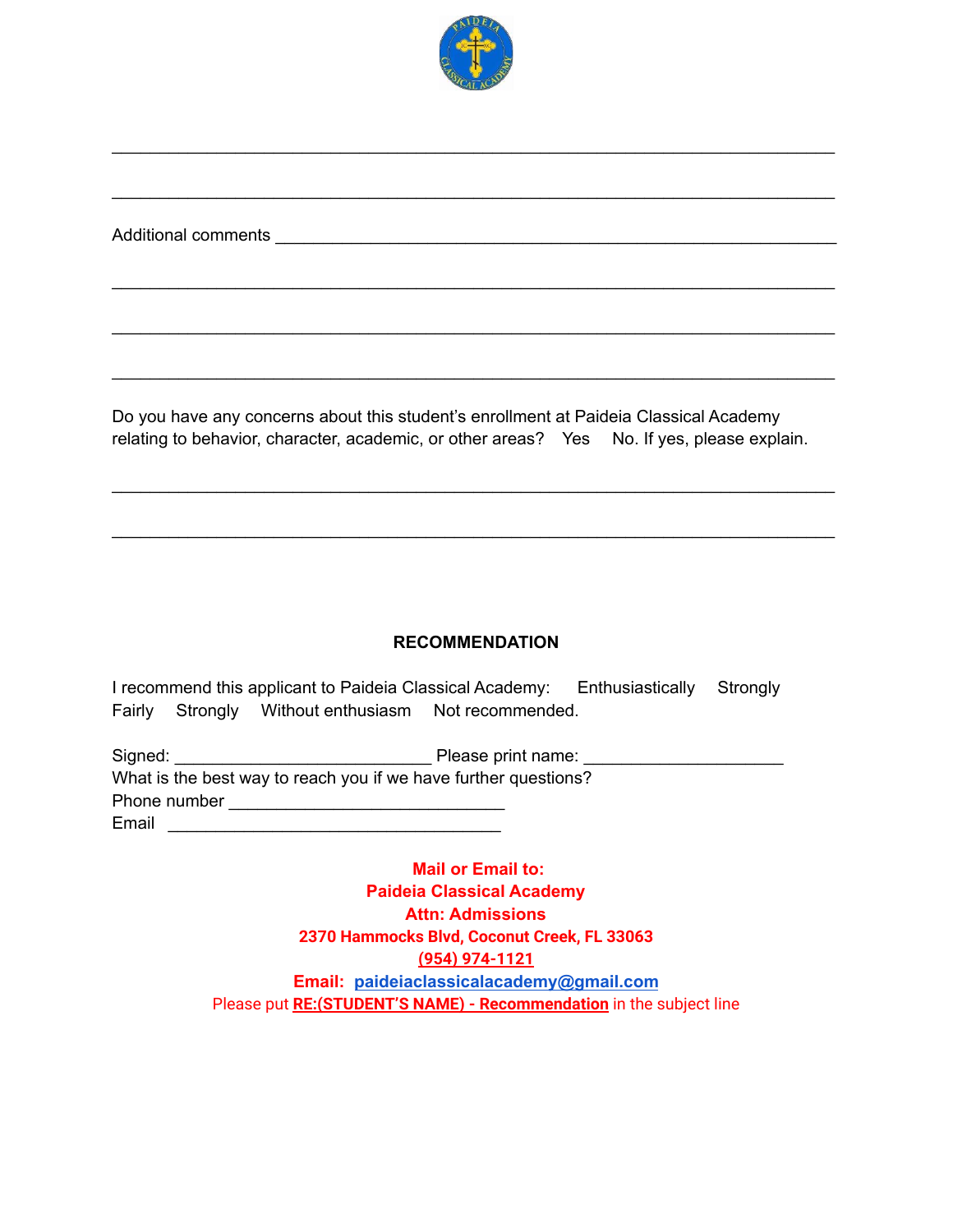_______________________________________________________________________

_______________________________________________________________________

Additional comments ___________________________________________________

_______________________________________________________________________

_______________________________________________________________________

_______________________________________________________________________

Do you have any concerns about this student's enrollment at Paideia Classical Academy relating to behavior, character, academic, or other areas? Yes No. If yes, please explain.

_______________________________________________________________________

_______________________________________________________________________

**RECOMMENDATION**

I recommend this applicant to Paideia Classical Academy: Enthusiastically Strongly Fairly Strongly Without enthusiasm Not recommended.

Signed: ___________________________ Please print name: _____________________

What is the best way to reach you if we have further questions?

Phone number _____________________________

Email ___________________________________

**Mail or Email to:**

**Paideia Classical Academy**

**Attn: Admissions**

**2370 Hammocks Blvd, Coconut Creek, FL 33063**

**(954) 974-1121**

**Email: paideiaclassicalacademy@gmail.com**

Please put **RE:(STUDENT'S NAME) - Recommendation** in the subject line